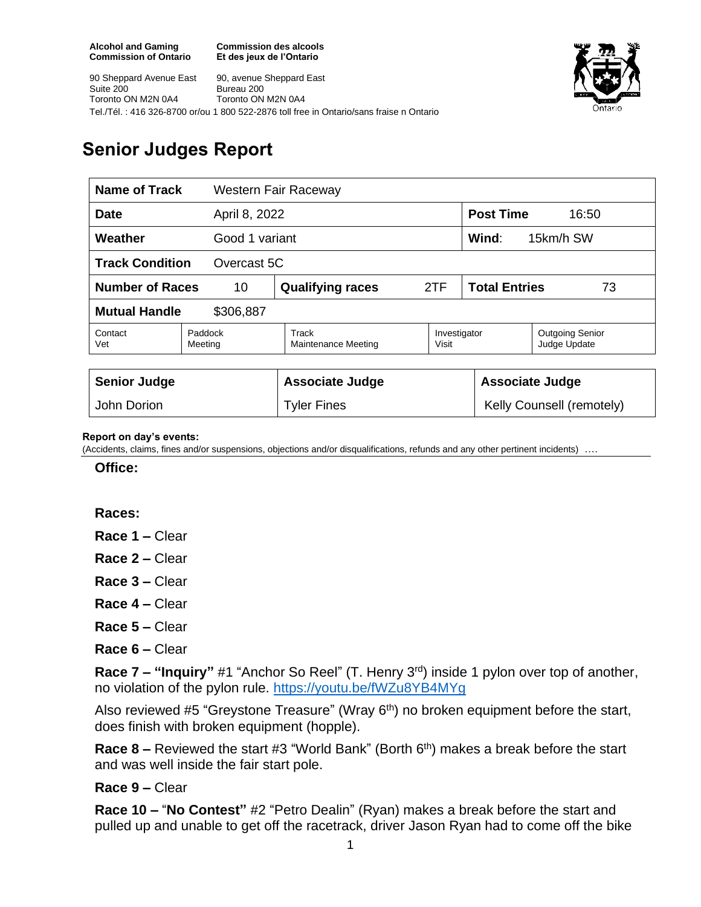**Alcohol and Gaming Commission of Ontario**

90 Sheppard Avenue East
Suite 200
Toronto ON M2N 0A4

**Commission des alcools Et des jeux de l'Ontario**

90, avenue Sheppard East
Bureau 200
Toronto ON M2N 0A4

Tel./Tél. : 416 326-8700 or/ou 1 800 522-2876 toll free in Ontario/sans fraise n Ontario

# Senior Judges Report

| **Name of Track** | Western Fair Raceway | | | | |
|---|---|---|---|---|---|
| **Date** | April 8, 2022 | | | **Post Time** | 16:50 |
| **Weather** | Good 1 variant | | | **Wind**: | 15km/h SW |
| **Track Condition** | Overcast 5C | | | | |
| **Number of Races** | 10 | **Qualifying races** | 2TF | **Total Entries** | 73 |
| **Mutual Handle** | $306,887 | | | | |
| Contact Vet | Paddock Meeting | Track Maintenance Meeting | Investigator Visit | Outgoing Senior Judge Update | |

| **Senior Judge** | **Associate Judge** | **Associate Judge** |
|---|---|---|
| John Dorion | Tyler Fines | Kelly Counsell (remotely) |

**Report on day's events:**
(Accidents, claims, fines and/or suspensions, objections and/or disqualifications, refunds and any other pertinent incidents) ….

**Office:**

**Races:**

**Race 1 –** Clear

**Race 2 –** Clear

**Race 3 –** Clear

**Race 4 –** Clear

**Race 5 –** Clear

**Race 6 –** Clear

**Race 7 – "Inquiry"** #1 "Anchor So Reel" (T. Henry 3rd) inside 1 pylon over top of another, no violation of the pylon rule. https://youtu.be/fWZu8YB4MYg

Also reviewed #5 "Greystone Treasure" (Wray 6th) no broken equipment before the start, does finish with broken equipment (hopple).

**Race 8 –** Reviewed the start #3 "World Bank" (Borth 6th) makes a break before the start and was well inside the fair start pole.

**Race 9 –** Clear

**Race 10 –** "**No Contest"** #2 "Petro Dealin" (Ryan) makes a break before the start and pulled up and unable to get off the racetrack, driver Jason Ryan had to come off the bike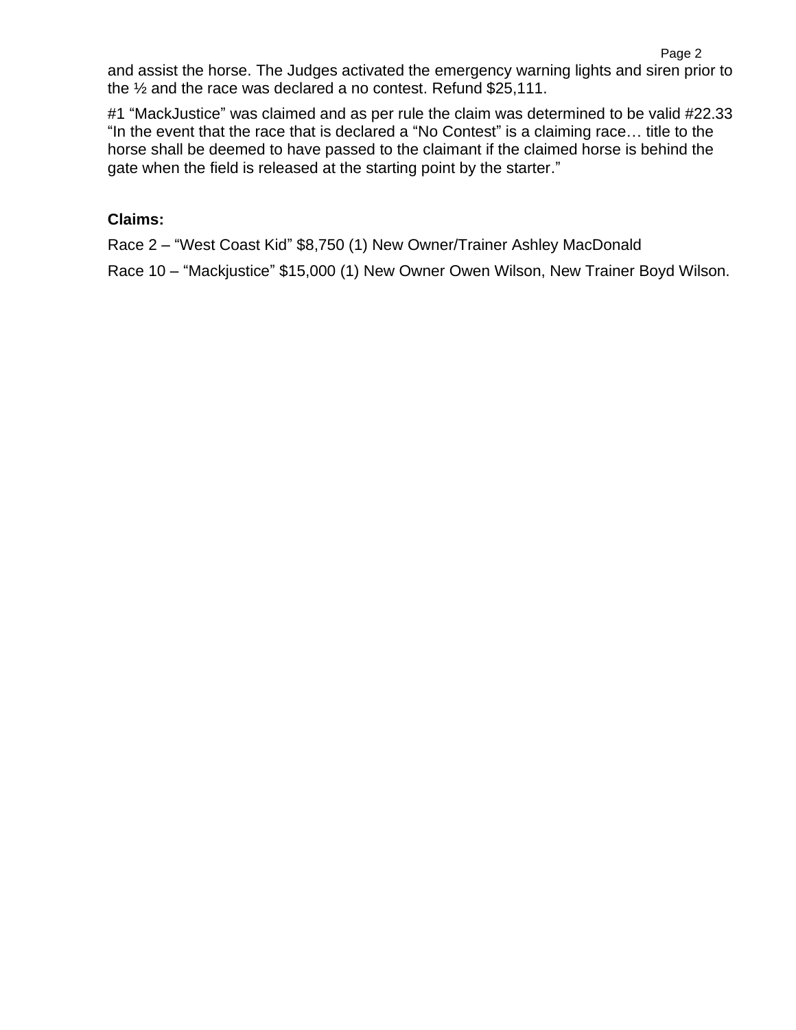and assist the horse. The Judges activated the emergency warning lights and siren prior to the ½ and the race was declared a no contest. Refund $25,111.

#1 “MackJustice” was claimed and as per rule the claim was determined to be valid #22.33 “In the event that the race that is declared a “No Contest” is a claiming race… title to the horse shall be deemed to have passed to the claimant if the claimed horse is behind the gate when the field is released at the starting point by the starter.”

**Claims:**

Race 2 – “West Coast Kid” $8,750 (1) New Owner/Trainer Ashley MacDonald

Race 10 – “Mackjustice” $15,000 (1) New Owner Owen Wilson, New Trainer Boyd Wilson.